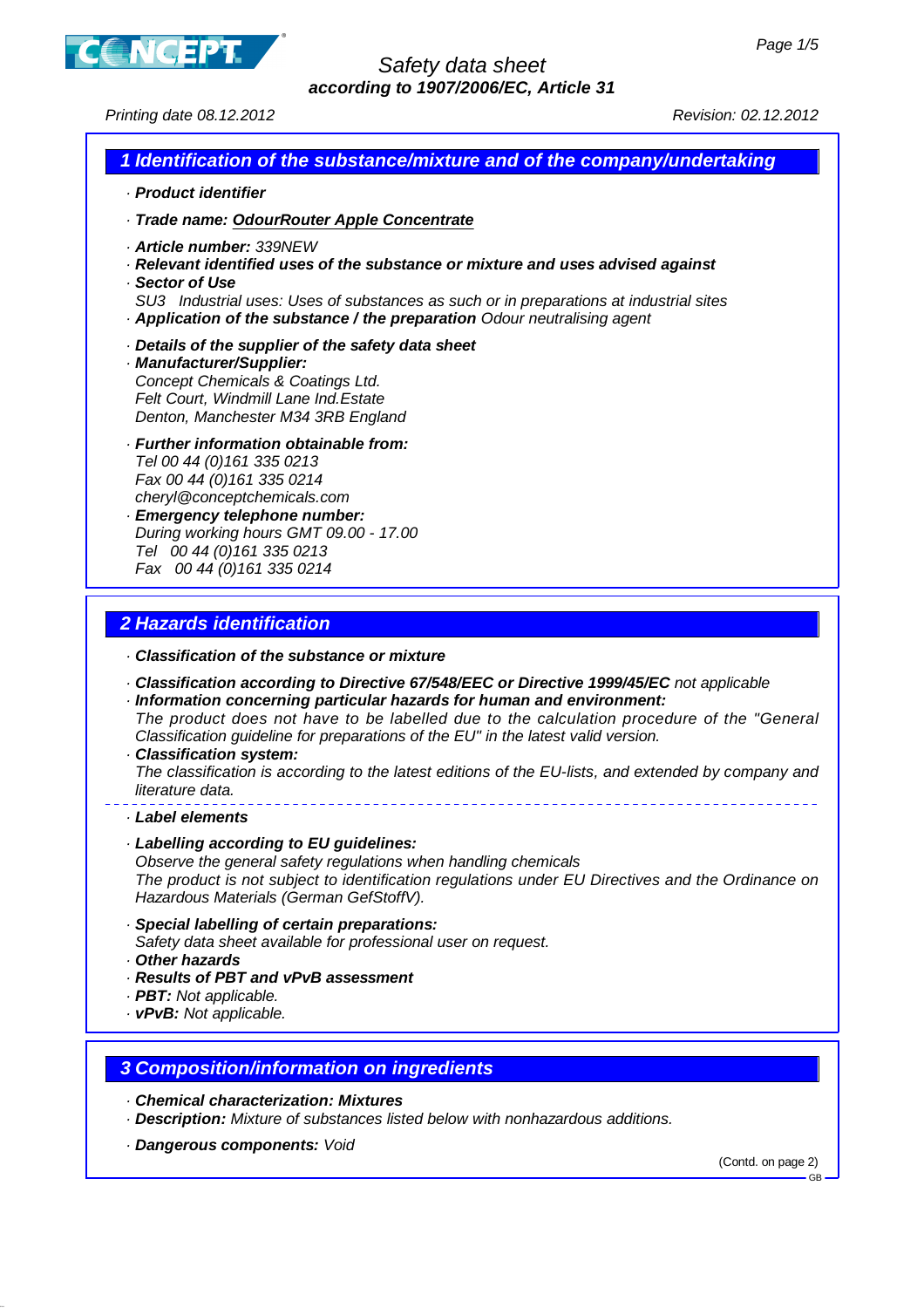# Safety data sheet

**according to 1907/2006/EC, Article 31**

Printing date 08.12.2012 Revision: 02.12.2012

## 1 Identification of the substance/mixture and of the company/undertaking

· **Product identifier**

· **Trade name: OdourRouter Apple Concentrate**

· **Article number:** 339NEW

· **Relevant identified uses of the substance or mixture and uses advised against**

· **Sector of Use**
SU3 Industrial uses: Uses of substances as such or in preparations at industrial sites

· **Application of the substance / the preparation** Odour neutralising agent

· **Details of the supplier of the safety data sheet**

· **Manufacturer/Supplier:**
Concept Chemicals & Coatings Ltd.
Felt Court, Windmill Lane Ind.Estate
Denton, Manchester M34 3RB England

· **Further information obtainable from:**
Tel 00 44 (0)161 335 0213
Fax 00 44 (0)161 335 0214
cheryl@conceptchemicals.com

· **Emergency telephone number:**
During working hours GMT 09.00 - 17.00
Tel 00 44 (0)161 335 0213
Fax 00 44 (0)161 335 0214

## 2 Hazards identification

· **Classification of the substance or mixture**

· **Classification according to Directive 67/548/EEC or Directive 1999/45/EC** not applicable

· **Information concerning particular hazards for human and environment:**
The product does not have to be labelled due to the calculation procedure of the "General Classification guideline for preparations of the EU" in the latest valid version.

· **Classification system:**
The classification is according to the latest editions of the EU-lists, and extended by company and literature data.

· **Label elements**

· **Labelling according to EU guidelines:**
Observe the general safety regulations when handling chemicals
The product is not subject to identification regulations under EU Directives and the Ordinance on Hazardous Materials (German GefStoffV).

· **Special labelling of certain preparations:**
Safety data sheet available for professional user on request.

· **Other hazards**

· **Results of PBT and vPvB assessment**

· **PBT:** Not applicable.

· **vPvB:** Not applicable.

## 3 Composition/information on ingredients

· **Chemical characterization: Mixtures**

· **Description:** Mixture of substances listed below with nonhazardous additions.

· **Dangerous components:** Void

(Contd. on page 2)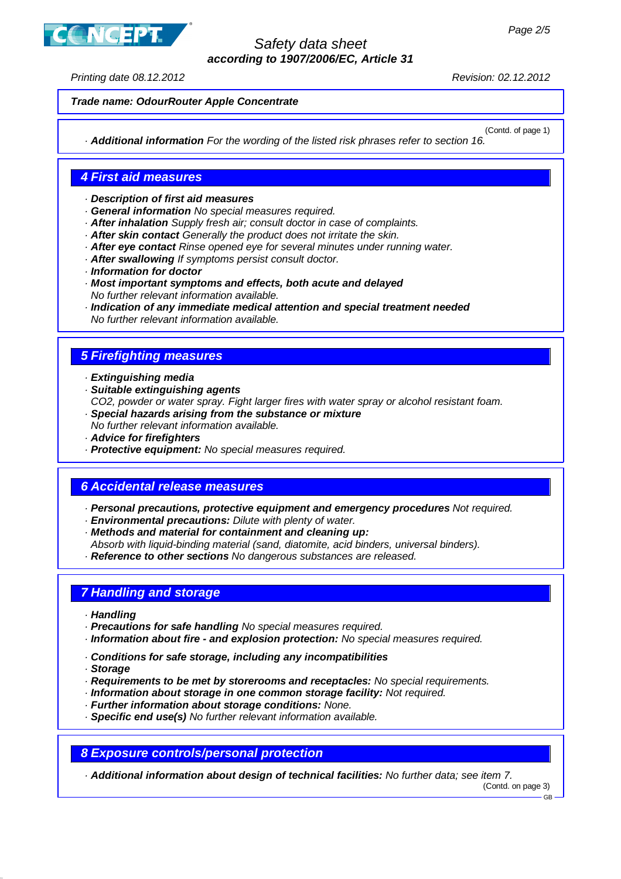**Trade name: OdourRouter Apple Concentrate**

(Contd. of page 1)

· ***Additional information*** *For the wording of the listed risk phrases refer to section 16.*

## 4 First aid measures

· ***Description of first aid measures***
· ***General information*** *No special measures required.*
· ***After inhalation*** *Supply fresh air; consult doctor in case of complaints.*
· ***After skin contact*** *Generally the product does not irritate the skin.*
· ***After eye contact*** *Rinse opened eye for several minutes under running water.*
· ***After swallowing*** *If symptoms persist consult doctor.*
· ***Information for doctor***
· ***Most important symptoms and effects, both acute and delayed***
*No further relevant information available.*
· ***Indication of any immediate medical attention and special treatment needed***
*No further relevant information available.*

## 5 Firefighting measures

· ***Extinguishing media***
· ***Suitable extinguishing agents***
*$CO_2$, powder or water spray. Fight larger fires with water spray or alcohol resistant foam.*
· ***Special hazards arising from the substance or mixture***
*No further relevant information available.*
· ***Advice for firefighters***
· ***Protective equipment:*** *No special measures required.*

## 6 Accidental release measures

· ***Personal precautions, protective equipment and emergency procedures*** *Not required.*
· ***Environmental precautions:*** *Dilute with plenty of water.*
· ***Methods and material for containment and cleaning up:***
*Absorb with liquid-binding material (sand, diatomite, acid binders, universal binders).*
· ***Reference to other sections*** *No dangerous substances are released.*

## 7 Handling and storage

· ***Handling***
· ***Precautions for safe handling*** *No special measures required.*
· ***Information about fire - and explosion protection:*** *No special measures required.*

· ***Conditions for safe storage, including any incompatibilities***
· ***Storage***
· ***Requirements to be met by storerooms and receptacles:*** *No special requirements.*
· ***Information about storage in one common storage facility:*** *Not required.*
· ***Further information about storage conditions:*** *None.*
· ***Specific end use(s)*** *No further relevant information available.*

## 8 Exposure controls/personal protection

· ***Additional information about design of technical facilities:*** *No further data; see item 7.*

(Contd. on page 3)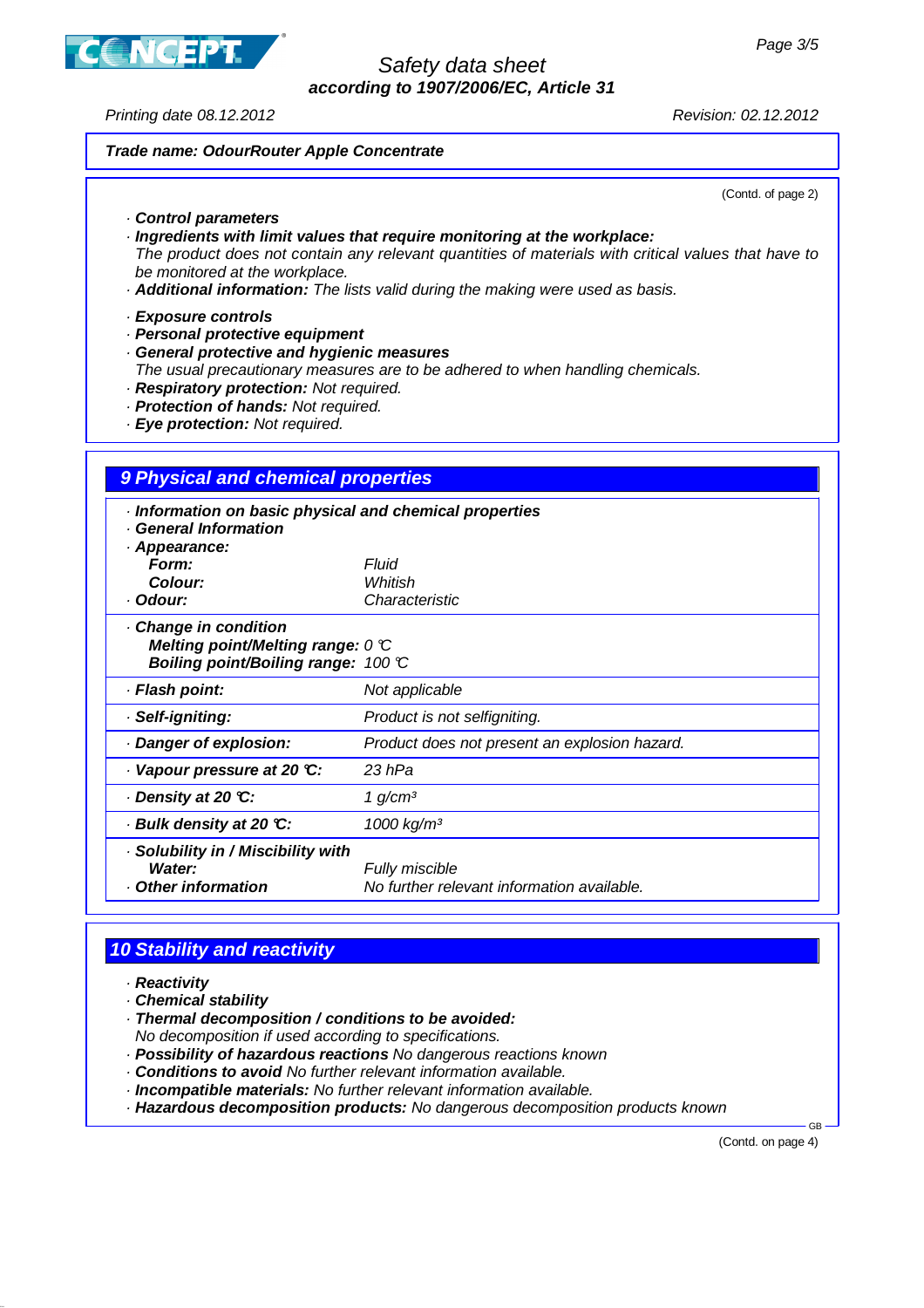**Trade name: OdourRouter Apple Concentrate**

(Contd. of page 2)

· **Control parameters**
· **Ingredients with limit values that require monitoring at the workplace:**
The product does not contain any relevant quantities of materials with critical values that have to be monitored at the workplace.
· **Additional information:** The lists valid during the making were used as basis.

· **Exposure controls**
· **Personal protective equipment**
· **General protective and hygienic measures**
The usual precautionary measures are to be adhered to when handling chemicals.
· **Respiratory protection:** Not required.
· **Protection of hands:** Not required.
· **Eye protection:** Not required.

## 9 Physical and chemical properties

· **Information on basic physical and chemical properties**
· **General Information**
· **Appearance:**

| | |
|---|---|
| **Form:** | Fluid |
| **Colour:** | Whitish |
| · **Odour:** | Characteristic |

· **Change in condition**
**Melting point/Melting range:** 0 °C
**Boiling point/Boiling range:** 100 °C

| | |
|---|---|
| · **Flash point:** | Not applicable |
| · **Self-igniting:** | Product is not selfigniting. |
| · **Danger of explosion:** | Product does not present an explosion hazard. |
| · **Vapour pressure at 20 °C:** | 23 hPa |
| · **Density at 20 °C:** | 1 g/cm³ |
| · **Bulk density at 20 °C:** | 1000 kg/m³ |
| · **Solubility in / Miscibility with Water:** | Fully miscible |
| · **Other information** | No further relevant information available. |

## 10 Stability and reactivity

· **Reactivity**
· **Chemical stability**
· **Thermal decomposition / conditions to be avoided:**
No decomposition if used according to specifications.
· **Possibility of hazardous reactions** No dangerous reactions known
· **Conditions to avoid** No further relevant information available.
· **Incompatible materials:** No further relevant information available.
· **Hazardous decomposition products:** No dangerous decomposition products known

(Contd. on page 4)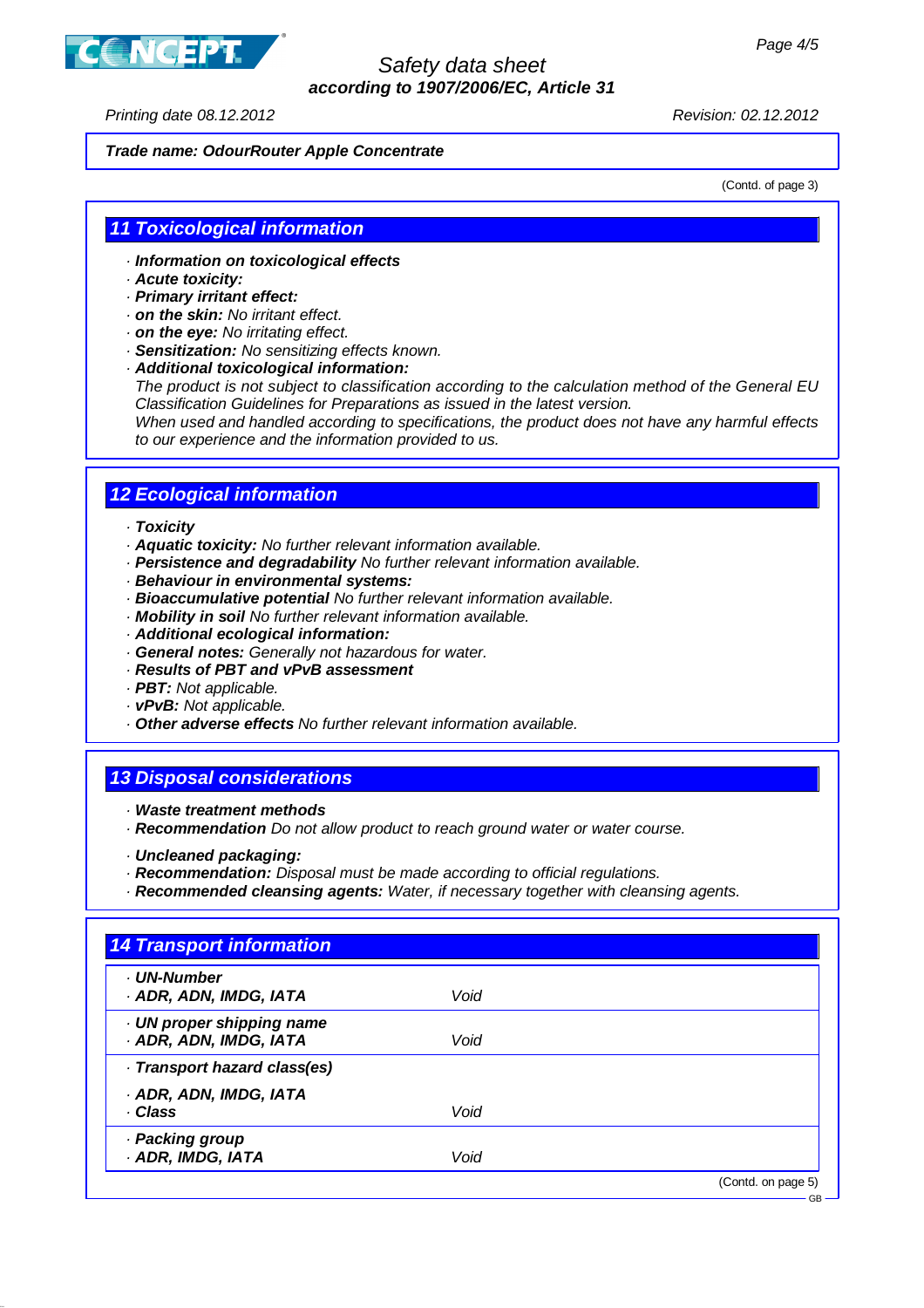**Trade name: OdourRouter Apple Concentrate**

(Contd. of page 3)

## 11 Toxicological information

- **Information on toxicological effects**
- **Acute toxicity:**
- **Primary irritant effect:**
- **on the skin:** No irritant effect.
- **on the eye:** No irritating effect.
- **Sensitization:** No sensitizing effects known.
- **Additional toxicological information:**
  The product is not subject to classification according to the calculation method of the General EU Classification Guidelines for Preparations as issued in the latest version.
  When used and handled according to specifications, the product does not have any harmful effects to our experience and the information provided to us.

## 12 Ecological information

- **Toxicity**
- **Aquatic toxicity:** No further relevant information available.
- **Persistence and degradability** No further relevant information available.
- **Behaviour in environmental systems:**
- **Bioaccumulative potential** No further relevant information available.
- **Mobility in soil** No further relevant information available.
- **Additional ecological information:**
- **General notes:** Generally not hazardous for water.
- **Results of PBT and vPvB assessment**
- **PBT:** Not applicable.
- **vPvB:** Not applicable.
- **Other adverse effects** No further relevant information available.

## 13 Disposal considerations

- **Waste treatment methods**
- **Recommendation** Do not allow product to reach ground water or water course.

- **Uncleaned packaging:**
- **Recommendation:** Disposal must be made according to official regulations.
- **Recommended cleansing agents:** Water, if necessary together with cleansing agents.

## 14 Transport information

| | |
|---|---|
| **UN-Number** | |
| **ADR, ADN, IMDG, IATA** | Void |
| **UN proper shipping name** | |
| **ADR, ADN, IMDG, IATA** | Void |
| **Transport hazard class(es)** | |
| **ADR, ADN, IMDG, IATA** | |
| **Class** | Void |
| **Packing group** | |
| **ADR, IMDG, IATA** | Void |

(Contd. on page 5)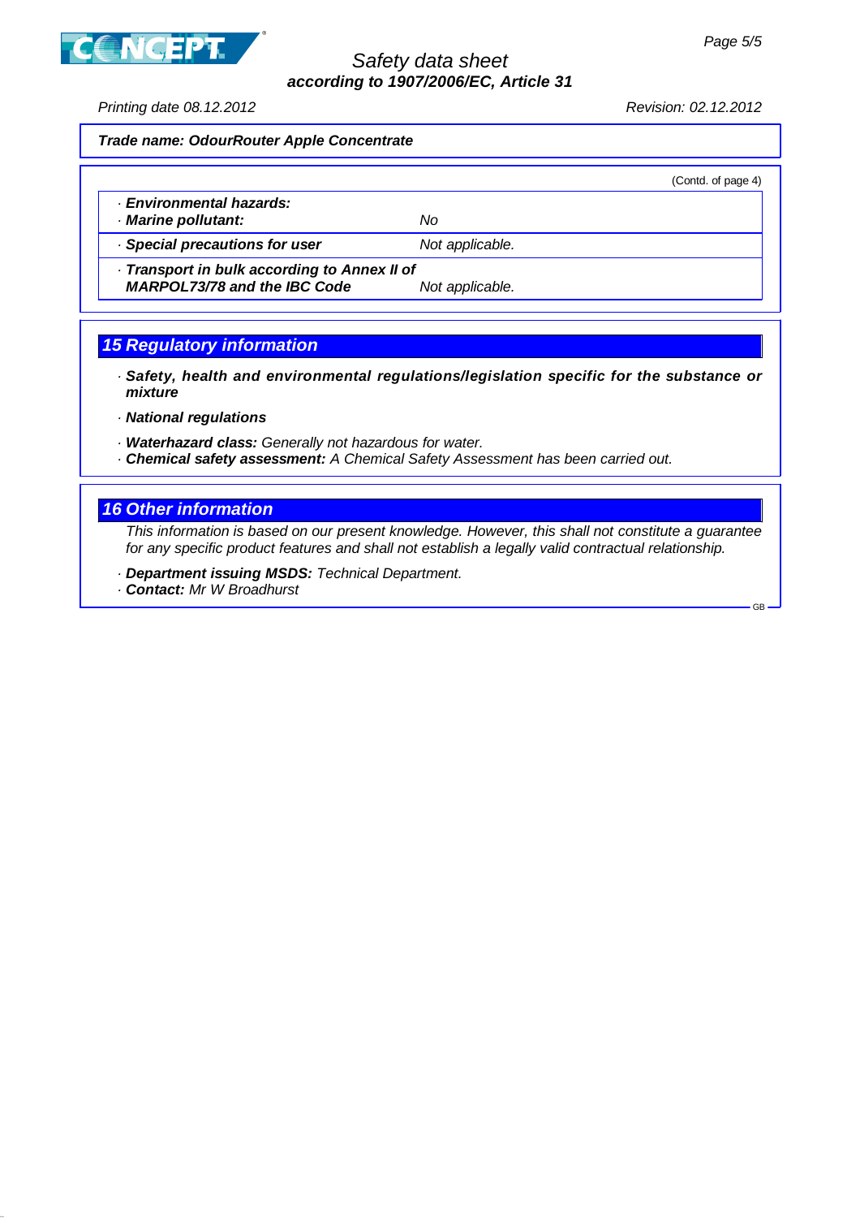**Trade name: OdourRouter Apple Concentrate**

(Contd. of page 4)

| | |
|---|---|
| · **Environmental hazards:** | |
| · **Marine pollutant:** | *No* |
| · **Special precautions for user** | *Not applicable.* |
| · **Transport in bulk according to Annex II of MARPOL73/78 and the IBC Code** | *Not applicable.* |

## 15 Regulatory information

· **Safety, health and environmental regulations/legislation specific for the substance or mixture**

· **National regulations**

· **Waterhazard class:** *Generally not hazardous for water.*
· **Chemical safety assessment:** *A Chemical Safety Assessment has been carried out.*

## 16 Other information

*This information is based on our present knowledge. However, this shall not constitute a guarantee for any specific product features and shall not establish a legally valid contractual relationship.*

· **Department issuing MSDS:** *Technical Department.*
· **Contact:** *Mr W Broadhurst*

GB